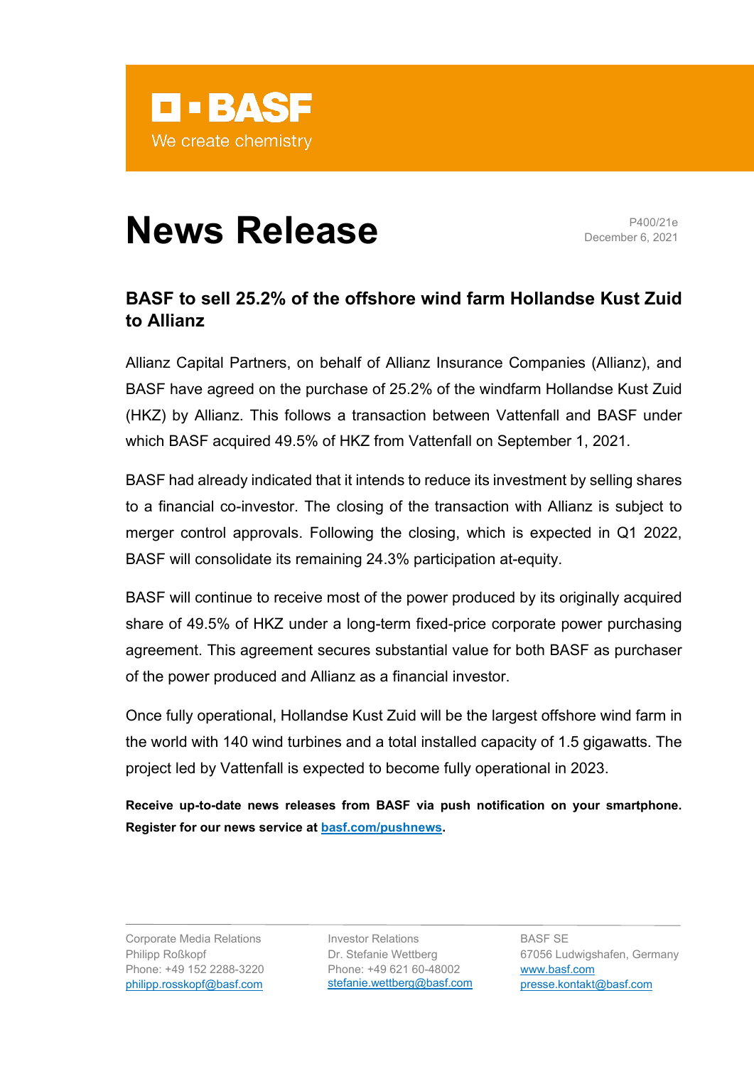BASF

We create chemistry

# News Release

P400/21e
December 6, 2021

## BASF to sell 25.2% of the offshore wind farm Hollandse Kust Zuid to Allianz

Allianz Capital Partners, on behalf of Allianz Insurance Companies (Allianz), and BASF have agreed on the purchase of 25.2% of the windfarm Hollandse Kust Zuid (HKZ) by Allianz. This follows a transaction between Vattenfall and BASF under which BASF acquired 49.5% of HKZ from Vattenfall on September 1, 2021.

BASF had already indicated that it intends to reduce its investment by selling shares to a financial co-investor. The closing of the transaction with Allianz is subject to merger control approvals. Following the closing, which is expected in Q1 2022, BASF will consolidate its remaining 24.3% participation at-equity.

BASF will continue to receive most of the power produced by its originally acquired share of 49.5% of HKZ under a long-term fixed-price corporate power purchasing agreement. This agreement secures substantial value for both BASF as purchaser of the power produced and Allianz as a financial investor.

Once fully operational, Hollandse Kust Zuid will be the largest offshore wind farm in the world with 140 wind turbines and a total installed capacity of 1.5 gigawatts. The project led by Vattenfall is expected to become fully operational in 2023.

**Receive up-to-date news releases from BASF via push notification on your smartphone. Register for our news service at [basf.com/pushnews](basf.com/pushnews).**

Corporate Media Relations
Philipp Roßkopf
Phone: +49 152 2288-3220
philipp.rosskopf@basf.com

Investor Relations
Dr. Stefanie Wettberg
Phone: +49 621 60-48002
stefanie.wettberg@basf.com

BASF SE
67056 Ludwigshafen, Germany
www.basf.com
presse.kontakt@basf.com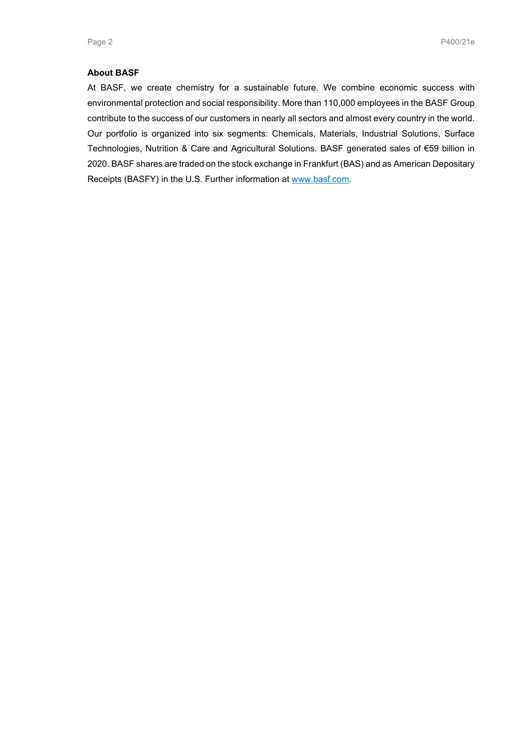**About BASF**

At BASF, we create chemistry for a sustainable future. We combine economic success with environmental protection and social responsibility. More than 110,000 employees in the BASF Group contribute to the success of our customers in nearly all sectors and almost every country in the world. Our portfolio is organized into six segments: Chemicals, Materials, Industrial Solutions, Surface Technologies, Nutrition & Care and Agricultural Solutions. BASF generated sales of €59 billion in 2020. BASF shares are traded on the stock exchange in Frankfurt (BAS) and as American Depositary Receipts (BASFY) in the U.S. Further information at www.basf.com.